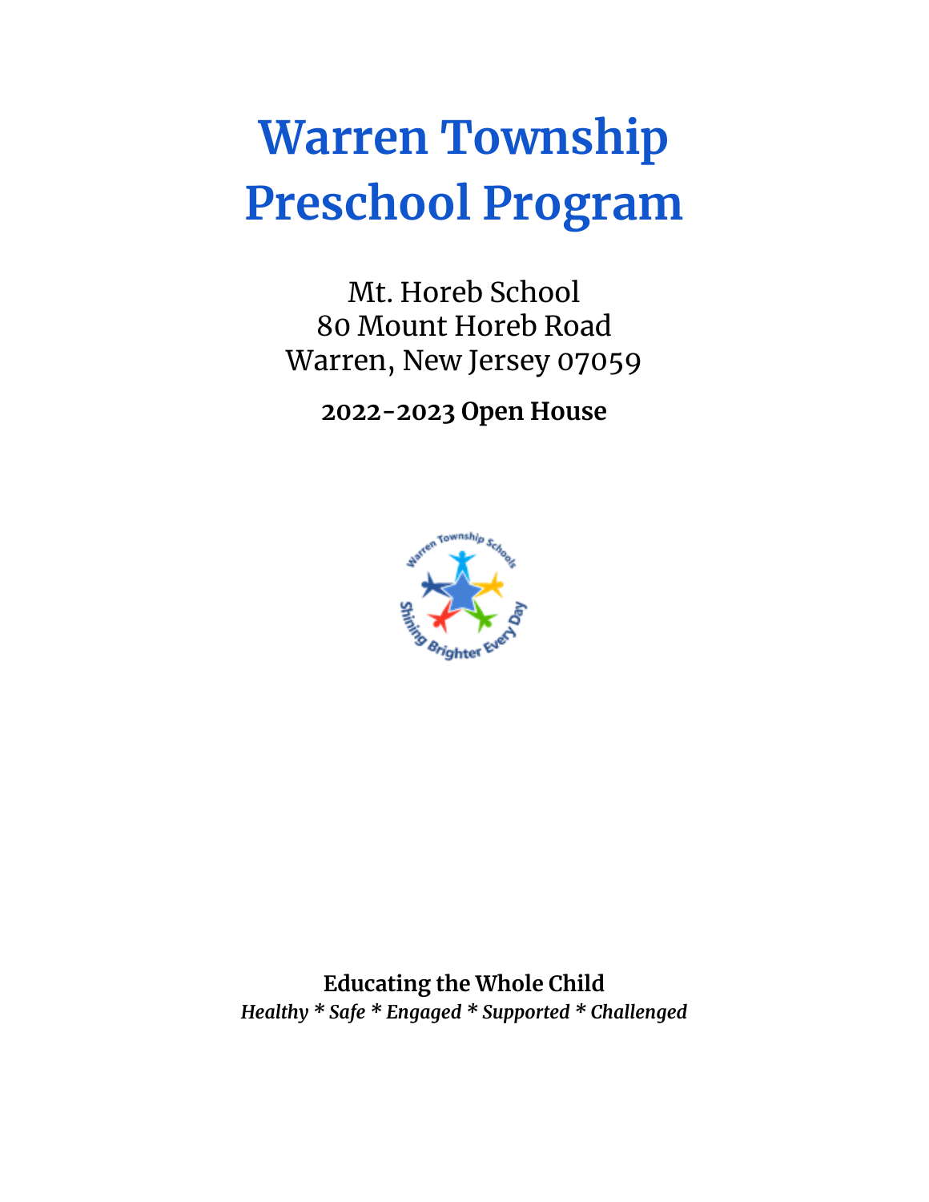# Warren Township Preschool Program

Mt. Horeb School
80 Mount Horeb Road
Warren, New Jersey 07059

**2022-2023 Open House**

**Educating the Whole Child**
***Healthy * Safe * Engaged * Supported * Challenged***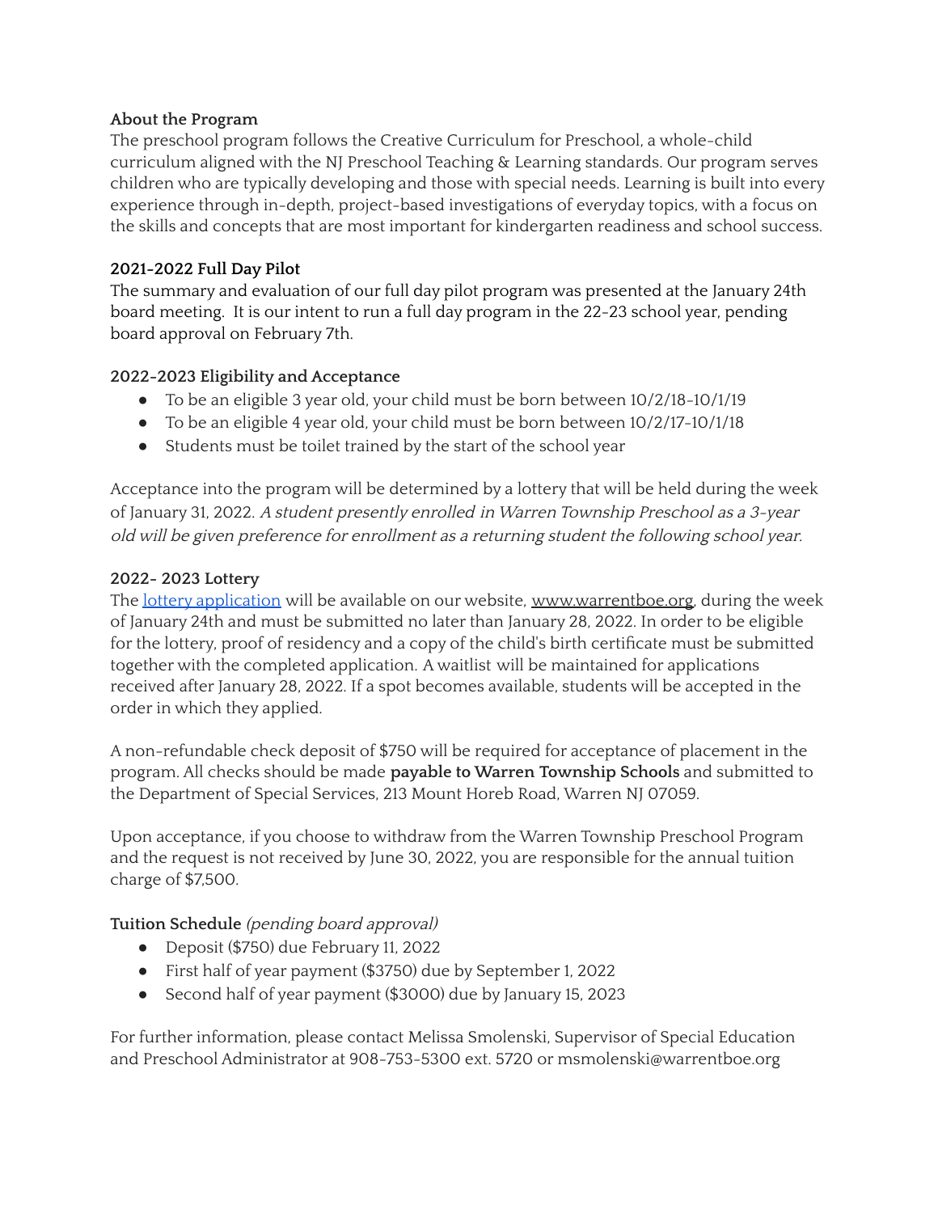**About the Program**

The preschool program follows the Creative Curriculum for Preschool, a whole-child curriculum aligned with the NJ Preschool Teaching & Learning standards. Our program serves children who are typically developing and those with special needs. Learning is built into every experience through in-depth, project-based investigations of everyday topics, with a focus on the skills and concepts that are most important for kindergarten readiness and school success.

**2021-2022 Full Day Pilot**

The summary and evaluation of our full day pilot program was presented at the January 24th board meeting. It is our intent to run a full day program in the 22-23 school year, pending board approval on February 7th.

**2022-2023 Eligibility and Acceptance**

- To be an eligible 3 year old, your child must be born between 10/2/18-10/1/19
- To be an eligible 4 year old, your child must be born between 10/2/17-10/1/18
- Students must be toilet trained by the start of the school year

Acceptance into the program will be determined by a lottery that will be held during the week of January 31, 2022. *A student presently enrolled in Warren Township Preschool as a 3-year old will be given preference for enrollment as a returning student the following school year.*

**2022- 2023 Lottery**

The lottery application will be available on our website, www.warrentboe.org, during the week of January 24th and must be submitted no later than January 28, 2022. In order to be eligible for the lottery, proof of residency and a copy of the child's birth certificate must be submitted together with the completed application. A waitlist will be maintained for applications received after January 28, 2022. If a spot becomes available, students will be accepted in the order in which they applied.

A non-refundable check deposit of $750 will be required for acceptance of placement in the program. All checks should be made **payable to Warren Township Schools** and submitted to the Department of Special Services, 213 Mount Horeb Road, Warren NJ 07059.

Upon acceptance, if you choose to withdraw from the Warren Township Preschool Program and the request is not received by June 30, 2022, you are responsible for the annual tuition charge of $7,500.

**Tuition Schedule** *(pending board approval)*

- Deposit ($750) due February 11, 2022
- First half of year payment ($3750) due by September 1, 2022
- Second half of year payment ($3000) due by January 15, 2023

For further information, please contact Melissa Smolenski, Supervisor of Special Education and Preschool Administrator at 908-753-5300 ext. 5720 or msmolenski@warrentboe.org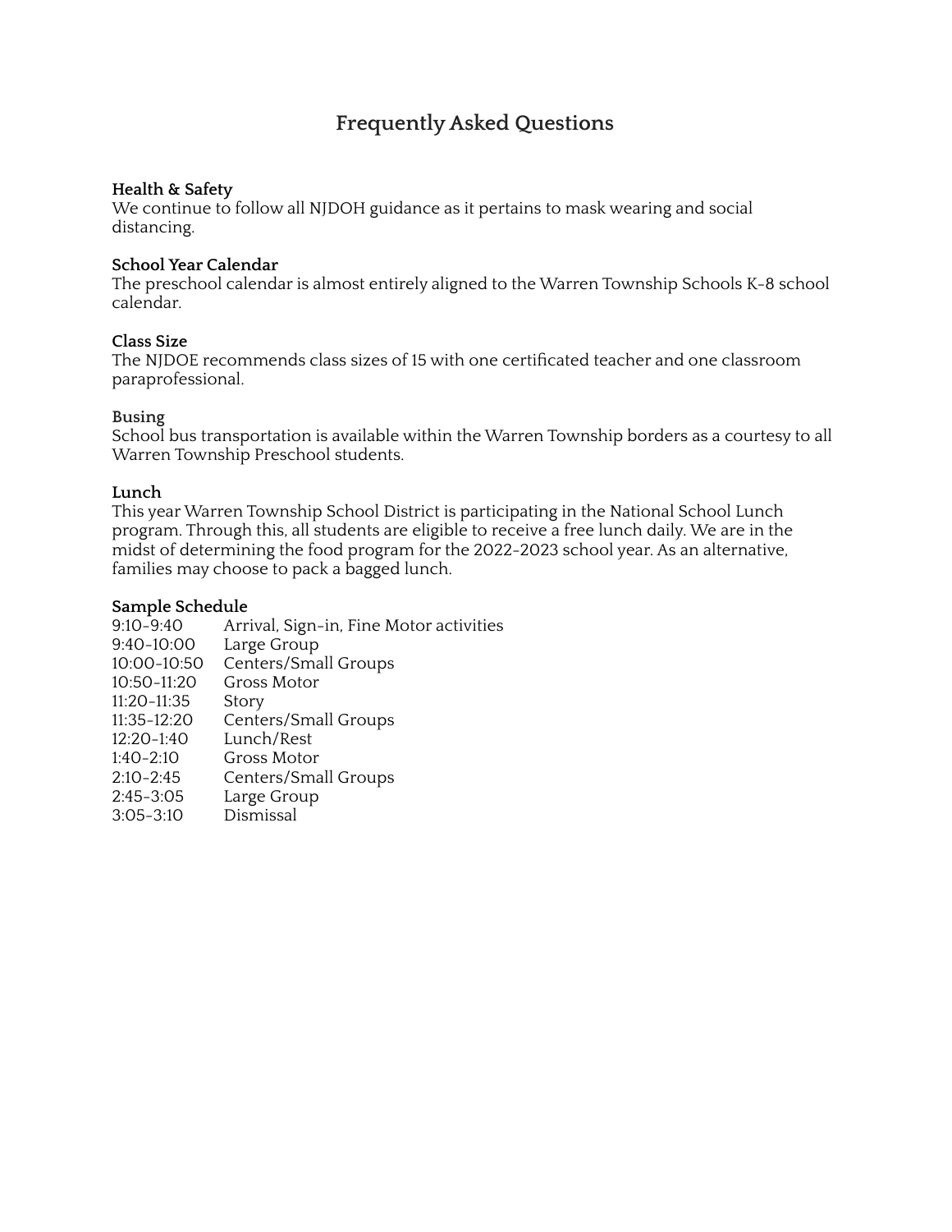# Frequently Asked Questions

**Health & Safety**
We continue to follow all NJDOH guidance as it pertains to mask wearing and social distancing.

**School Year Calendar**
The preschool calendar is almost entirely aligned to the Warren Township Schools K-8 school calendar.

**Class Size**
The NJDOE recommends class sizes of 15 with one certificated teacher and one classroom paraprofessional.

Busing
School bus transportation is available within the Warren Township borders as a courtesy to all Warren Township Preschool students.

**Lunch**
This year Warren Township School District is participating in the National School Lunch program. Through this, all students are eligible to receive a free lunch daily. We are in the midst of determining the food program for the 2022-2023 school year. As an alternative, families may choose to pack a bagged lunch.

**Sample Schedule**

| | |
|---|---|
| 9:10-9:40 | Arrival, Sign-in, Fine Motor activities |
| 9:40-10:00 | Large Group |
| 10:00-10:50 | Centers/Small Groups |
| 10:50-11:20 | Gross Motor |
| 11:20-11:35 | Story |
| 11:35-12:20 | Centers/Small Groups |
| 12:20-1:40 | Lunch/Rest |
| 1:40-2:10 | Gross Motor |
| 2:10-2:45 | Centers/Small Groups |
| 2:45-3:05 | Large Group |
| 3:05-3:10 | Dismissal |